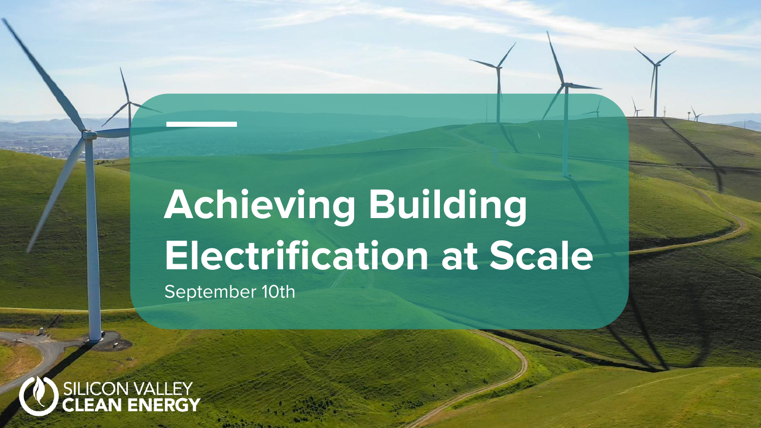# Achieving Building Electrification at Scale

September 10th

SILICON VALLEY CLEAN ENERGY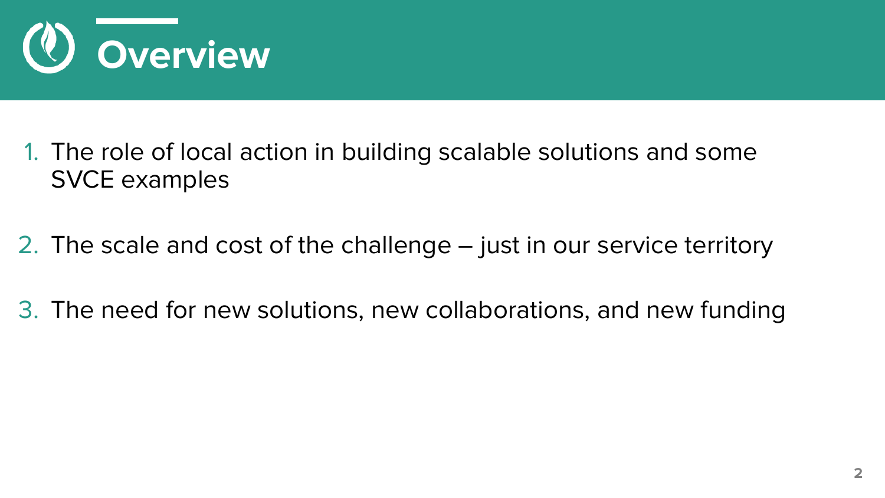# Overview

1. The role of local action in building scalable solutions and some SVCE examples

2. The scale and cost of the challenge – just in our service territory

3. The need for new solutions, new collaborations, and new funding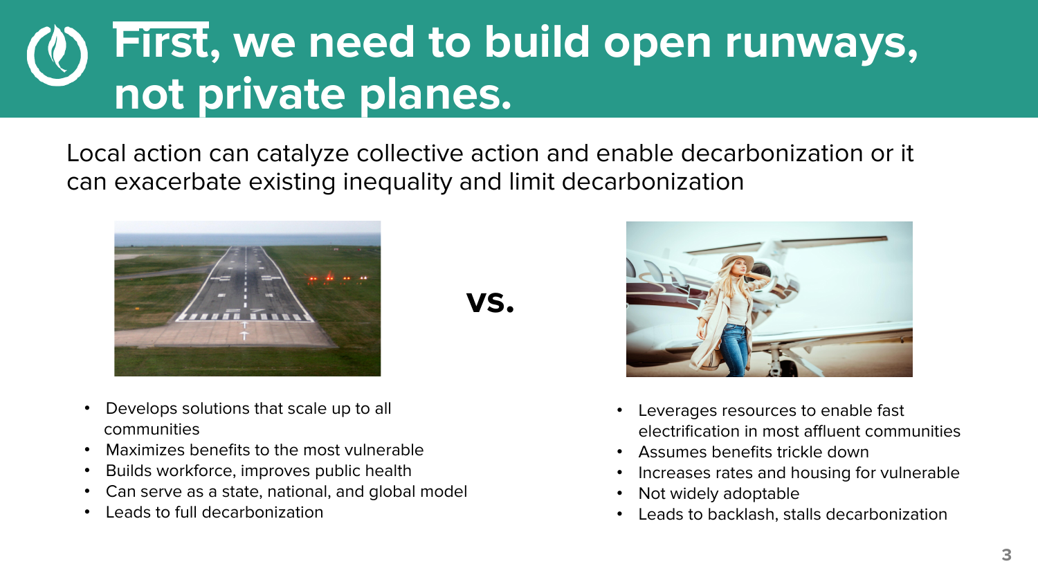# First, we need to build open runways, not private planes.

Local action can catalyze collective action and enable decarbonization or it can exacerbate existing inequality and limit decarbonization

**vs.**

- Develops solutions that scale up to all communities
- Maximizes benefits to the most vulnerable
- Builds workforce, improves public health
- Can serve as a state, national, and global model
- Leads to full decarbonization

- Leverages resources to enable fast electrification in most affluent communities
- Assumes benefits trickle down
- Increases rates and housing for vulnerable
- Not widely adoptable
- Leads to backlash, stalls decarbonization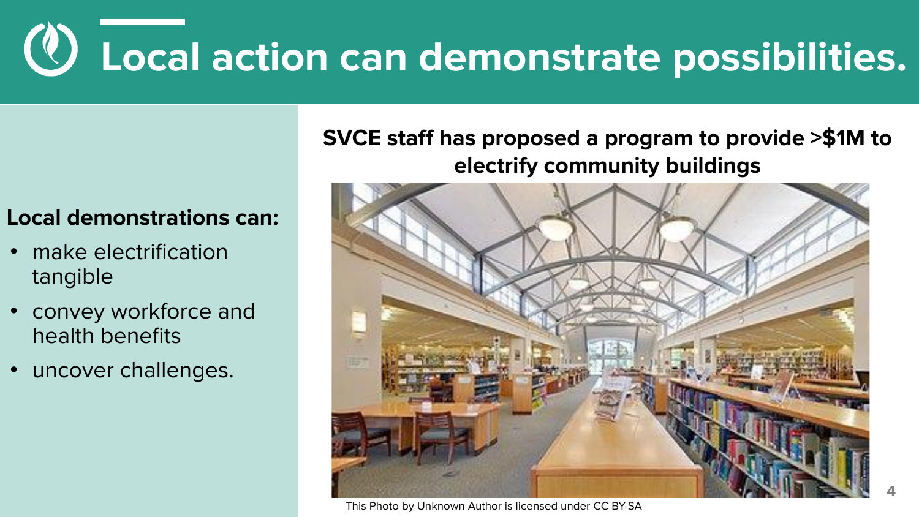# Local action can demonstrate possibilities.

**Local demonstrations can:**

- make electrification tangible
- convey workforce and health benefits
- uncover challenges.

**SVCE staff has proposed a program to provide >$1M to electrify community buildings**

This Photo by Unknown Author is licensed under CC BY-SA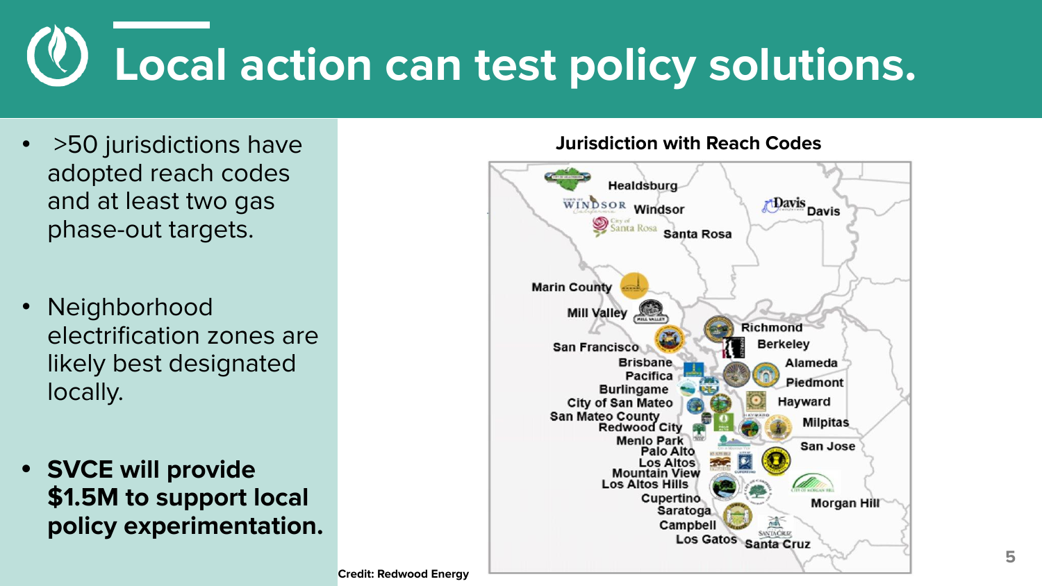# Local action can test policy solutions.

- >50 jurisdictions have adopted reach codes and at least two gas phase-out targets.
- Neighborhood electrification zones are likely best designated locally.
- **SVCE will provide $1.5M to support local policy experimentation.**

**Jurisdiction with Reach Codes**

Healdsburg, Windsor, Santa Rosa, Davis, Marin County, Mill Valley, Richmond, San Francisco, Berkeley, Brisbane, Alameda, Pacifica, Piedmont, Burlingame, City of San Mateo, Hayward, San Mateo County, Redwood City, Milpitas, Menlo Park, San Jose, Palo Alto, Los Altos, Mountain View, Los Altos Hills, Cupertino, Morgan Hill, Saratoga, Campbell, Los Gatos, Santa Cruz

**Credit: Redwood Energy**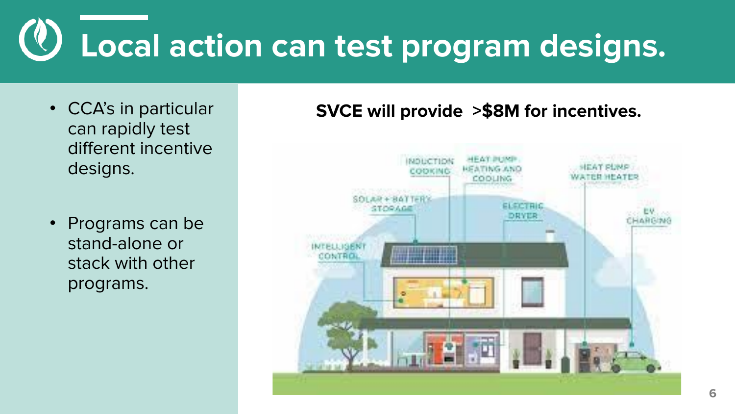# Local action can test program designs.

- CCA's in particular can rapidly test different incentive designs.
- Programs can be stand-alone or stack with other programs.

**SVCE will provide >$8M for incentives.**

INDUCTION COOKING

HEAT PUMP HEATING AND COOLING

HEAT PUMP WATER HEATER

SOLAR + BATTERY STORAGE

ELECTRIC DRYER

EV CHARGING

INTELLIGENT CONTROL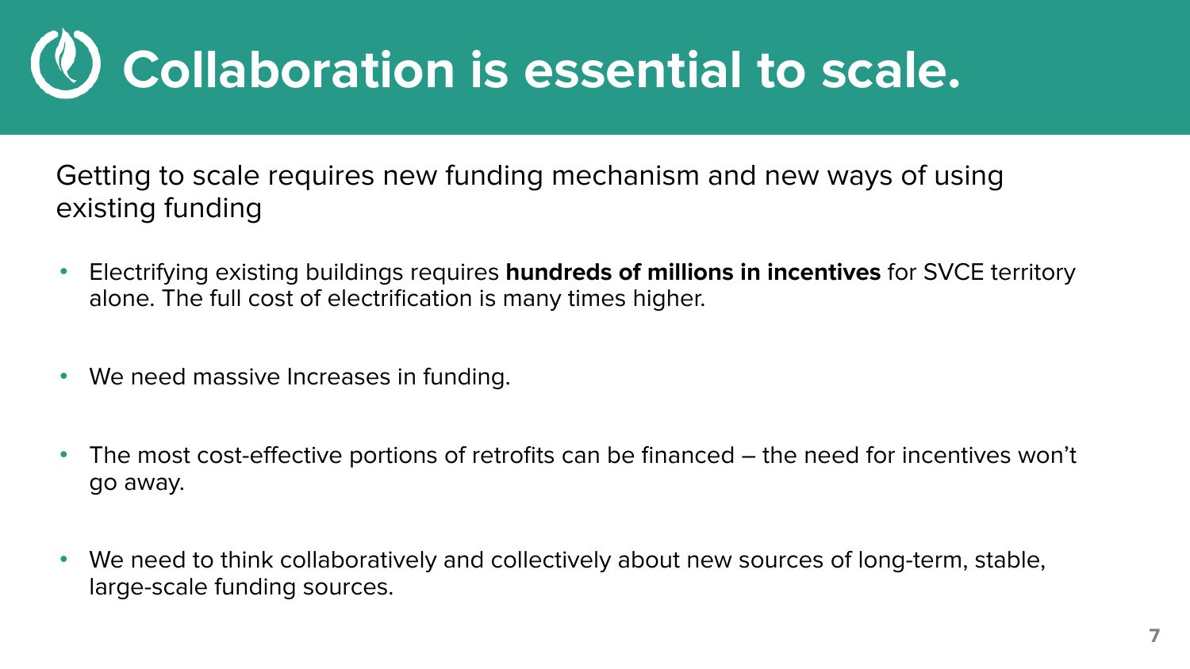# Collaboration is essential to scale.

Getting to scale requires new funding mechanism and new ways of using existing funding

- Electrifying existing buildings requires **hundreds of millions in incentives** for SVCE territory alone. The full cost of electrification is many times higher.
- We need massive Increases in funding.
- The most cost-effective portions of retrofits can be financed – the need for incentives won't go away.
- We need to think collaboratively and collectively about new sources of long-term, stable, large-scale funding sources.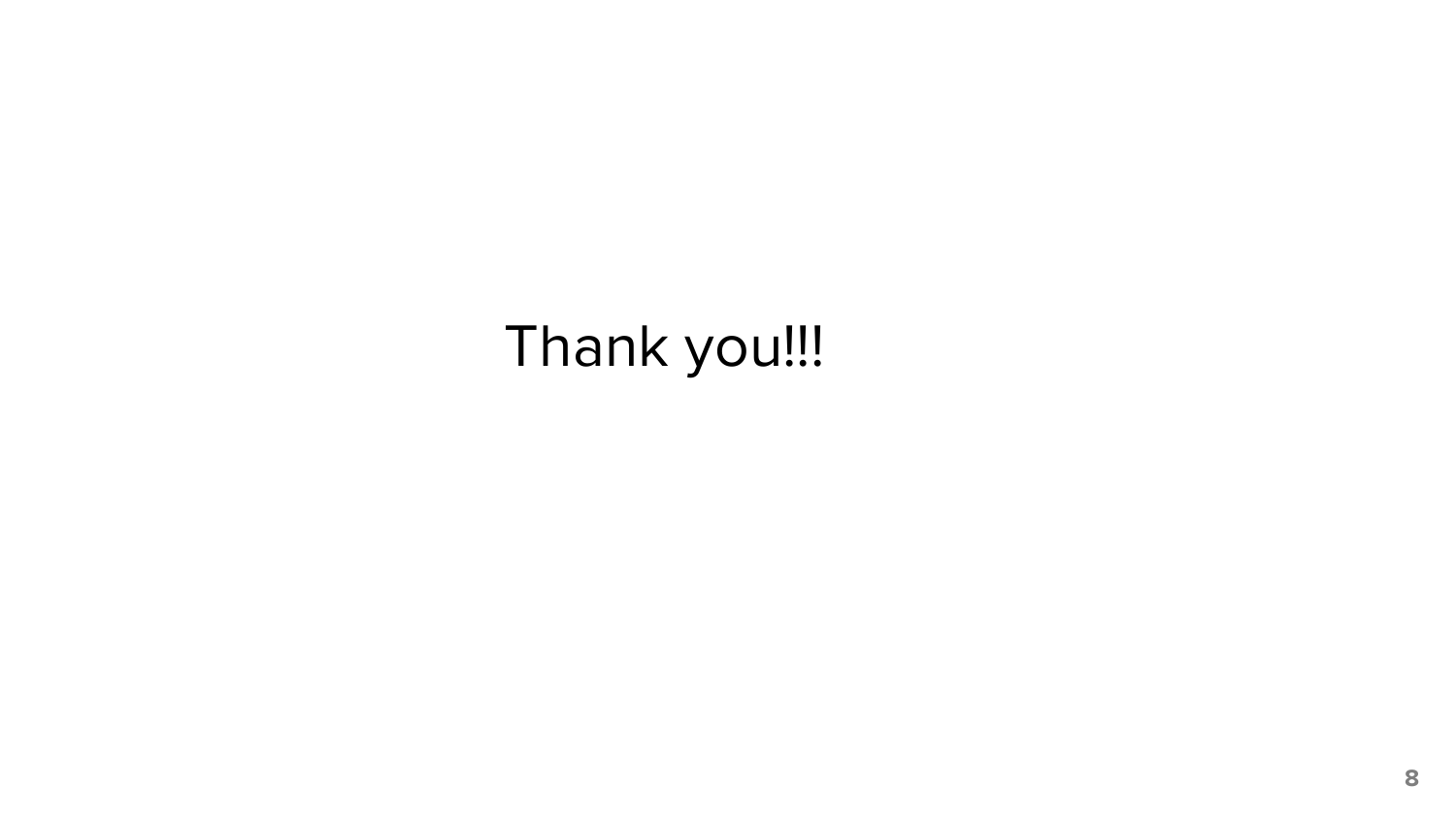Thank you!!!